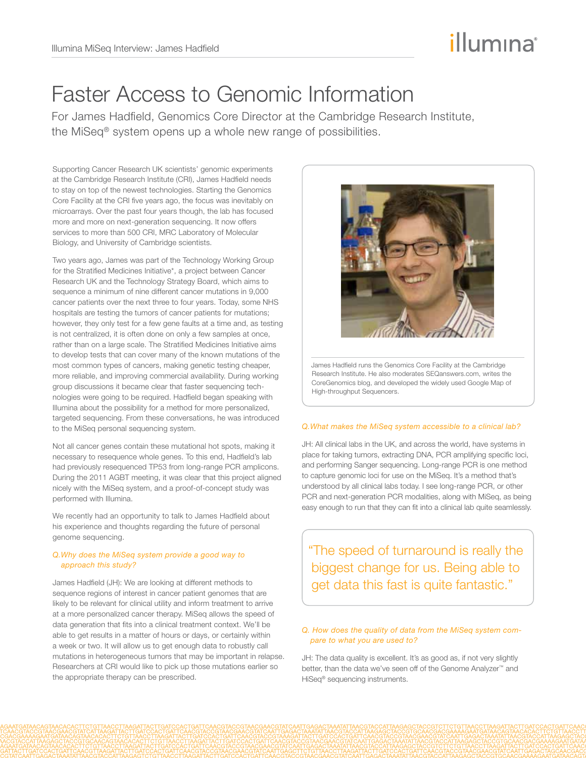# Faster Access to Genomic Information

For James Hadfield, Genomics Core Director at the Cambridge Research Institute, the MiSeq® system opens up a whole new range of possibilities.

Supporting Cancer Research UK scientists' genomic experiments at the Cambridge Research Institute (CRI), James Hadfield needs to stay on top of the newest technologies. Starting the Genomics Core Facility at the CRI five years ago, the focus was inevitably on microarrays. Over the past four years though, the lab has focused more and more on next-generation sequencing. It now offers services to more than 500 CRI, MRC Laboratory of Molecular Biology, and University of Cambridge scientists.

Two years ago, James was part of the Technology Working Group for the Stratified Medicines Initiative*, a project between Cancer Research UK and the Technology Strategy Board, which aims to sequence a minimum of nine different cancer mutations in 9,000 cancer patients over the next three to four years. Today, some NHS hospitals are testing the tumors of cancer patients for mutations; however, they only test for a few gene faults at a time and, as testing is not centralized, it is often done on only a few samples at once, rather than on a large scale. The Stratified Medicines Initiative aims to develop tests that can cover many of the known mutations of the most common types of cancers, making genetic testing cheaper, more reliable, and improving commercial availability. During working group discussions it became clear that faster sequencing technologies were going to be required. Hadfield began speaking with Illumina about the possibility for a method for more personalized, targeted sequencing. From these conversations, he was introduced to the MiSeq personal sequencing system.

Not all cancer genes contain these mutational hot spots, making it necessary to resequence whole genes. To this end, Hadfield's lab had previously resequenced TP53 from long-range PCR amplicons. During the 2011 AGBT meeting, it was clear that this project aligned nicely with the MiSeq system, and a proof-of-concept study was performed with Illumina.

We recently had an opportunity to talk to James Hadfield about his experience and thoughts regarding the future of personal genome sequencing.

*Q. Why does the MiSeq system provide a good way to approach this study?*

James Hadfield (JH): We are looking at different methods to sequence regions of interest in cancer patient genomes that are likely to be relevant for clinical utility and inform treatment to arrive at a more personalized cancer therapy. MiSeq allows the speed of data generation that fits into a clinical treatment context. We'll be able to get results in a matter of hours or days, or certainly within a week or two. It will allow us to get enough data to robustly call mutations in heterogeneous tumors that may be important in relapse. Researchers at CRI would like to pick up those mutations earlier so the appropriate therapy can be prescribed.

James Hadfield runs the Genomics Core Facility at the Cambridge Research Institute. He also moderates SEQanswers.com, writes the CoreGenomics blog, and developed the widely used Google Map of High-throughput Sequencers.

*Q. What makes the MiSeq system accessible to a clinical lab?*

JH: All clinical labs in the UK, and across the world, have systems in place for taking tumors, extracting DNA, PCR amplifying specific loci, and performing Sanger sequencing. Long-range PCR is one method to capture genomic loci for use on the MiSeq. It's a method that's understood by all clinical labs today. I see long-range PCR, or other PCR and next-generation PCR modalities, along with MiSeq, as being easy enough to run that they can fit into a clinical lab quite seamlessly.

> "The speed of turnaround is really the biggest change for us. Being able to get data this fast is quite fantastic."

*Q. How does the quality of data from the MiSeq system compare to what you are used to?*

JH: The data quality is excellent. It's as good as, if not very slightly better, than the data we've seen off of the Genome Analyzer™ and HiSeq® sequencing instruments.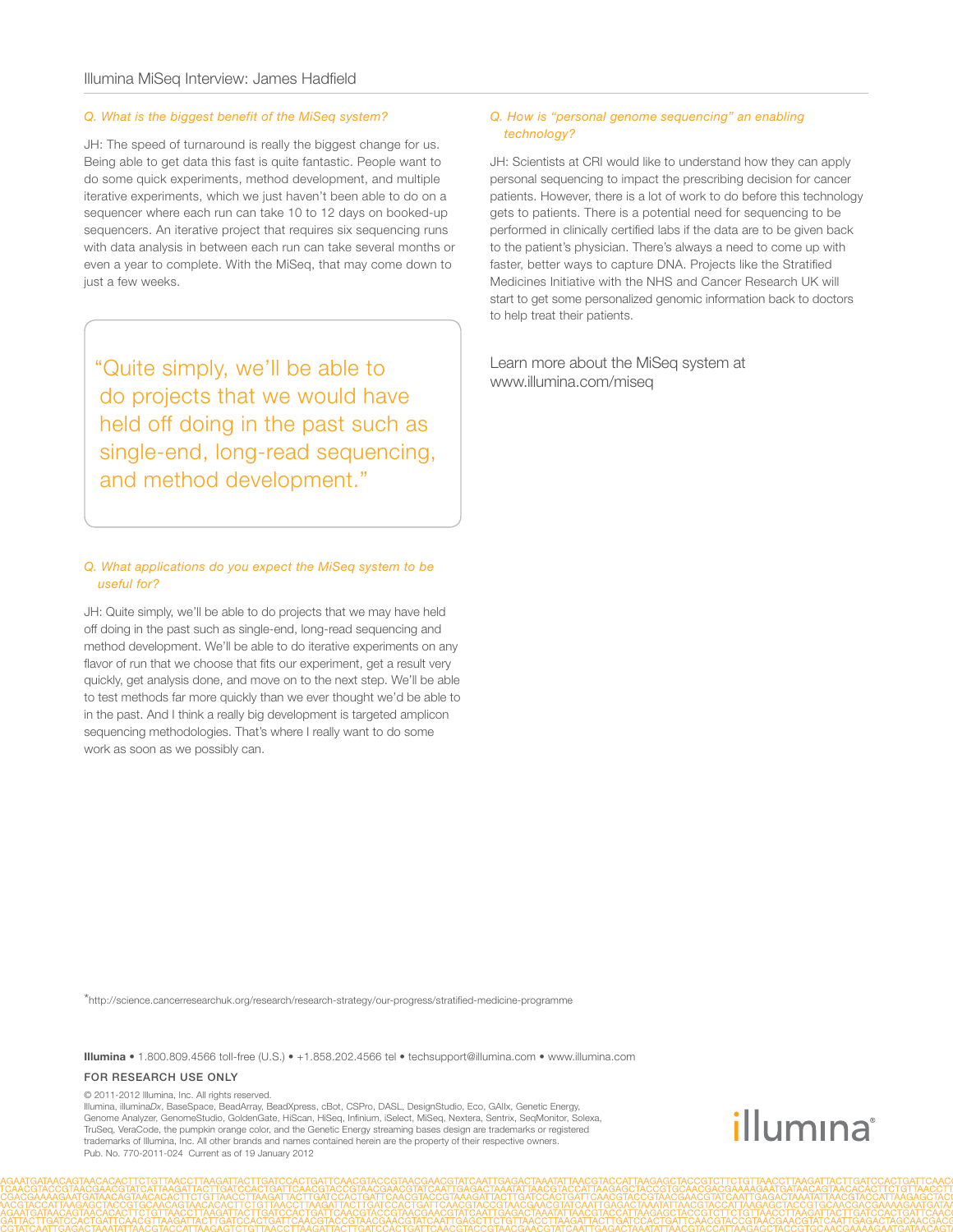*Q. What is the biggest benefit of the MiSeq system?*

JH: The speed of turnaround is really the biggest change for us. Being able to get data this fast is quite fantastic. People want to do some quick experiments, method development, and multiple iterative experiments, which we just haven't been able to do on a sequencer where each run can take 10 to 12 days on booked-up sequencers. An iterative project that requires six sequencing runs with data analysis in between each run can take several months or even a year to complete. With the MiSeq, that may come down to just a few weeks.

> "Quite simply, we'll be able to do projects that we would have held off doing in the past such as single-end, long-read sequencing, and method development."

*Q. What applications do you expect the MiSeq system to be useful for?*

JH: Quite simply, we'll be able to do projects that we may have held off doing in the past such as single-end, long-read sequencing and method development. We'll be able to do iterative experiments on any flavor of run that we choose that fits our experiment, get a result very quickly, get analysis done, and move on to the next step. We'll be able to test methods far more quickly than we ever thought we'd be able to in the past. And I think a really big development is targeted amplicon sequencing methodologies. That's where I really want to do some work as soon as we possibly can.

*Q. How is "personal genome sequencing" an enabling technology?*

JH: Scientists at CRI would like to understand how they can apply personal sequencing to impact the prescribing decision for cancer patients. However, there is a lot of work to do before this technology gets to patients. There is a potential need for sequencing to be performed in clinically certified labs if the data are to be given back to the patient's physician. There's always a need to come up with faster, better ways to capture DNA. Projects like the Stratified Medicines Initiative with the NHS and Cancer Research UK will start to get some personalized genomic information back to doctors to help treat their patients.

Learn more about the MiSeq system at www.illumina.com/miseq

*http://science.cancerresearchuk.org/research/research-strategy/our-progress/stratified-medicine-programme

**Illumina** • 1.800.809.4566 toll-free (U.S.) • +1.858.202.4566 tel • techsupport@illumina.com • www.illumina.com

FOR RESEARCH USE ONLY

© 2011-2012 Illumina, Inc. All rights reserved.
Illumina, illumina*Dx*, BaseSpace, BeadArray, BeadXpress, cBot, CSPro, DASL, DesignStudio, Eco, GAIIx, Genetic Energy, Genome Analyzer, GenomeStudio, GoldenGate, HiScan, HiSeq, Infinium, iSelect, MiSeq, Nextera, Sentrix, SeqMonitor, Solexa, TruSeq, VeraCode, the pumpkin orange color, and the Genetic Energy streaming bases design are trademarks or registered trademarks of Illumina, Inc. All other brands and names contained herein are the property of their respective owners.
Pub. No. 770-2011-024 Current as of 19 January 2012

illumina®